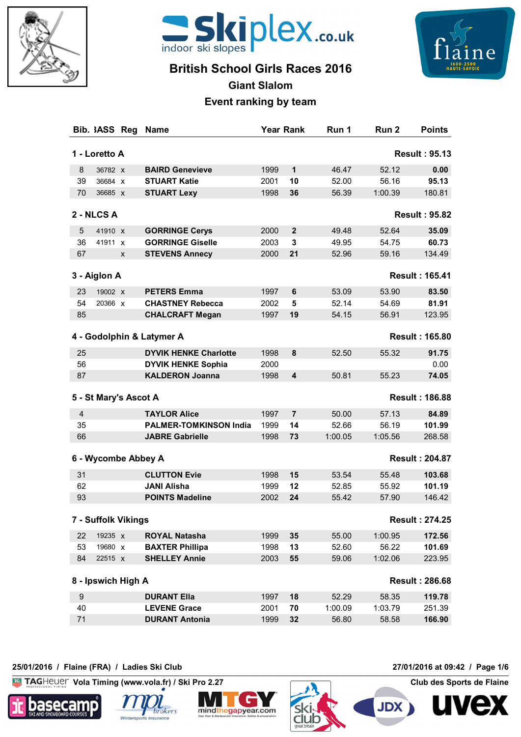# British School Girls Races 2016

## Giant Slalom

### Event ranking by team

| Bib. | BASS | Reg | Name | Year | Rank | Run 1 | Run 2 | Points |
|---|---|---|---|---|---|---|---|---|
| **1 - Loretto A** | | | | | | | | **Result : 95.13** |
| 8 | 36782 | x | **BAIRD Genevieve** | 1999 | **1** | 46.47 | 52.12 | **0.00** |
| 39 | 36684 | x | **STUART Katie** | 2001 | **10** | 52.00 | 56.16 | **95.13** |
| 70 | 36685 | x | **STUART Lexy** | 1998 | **36** | 56.39 | 1:00.39 | 180.81 |
| **2 - NLCS A** | | | | | | | | **Result : 95.82** |
| 5 | 41910 | x | **GORRINGE Cerys** | 2000 | **2** | 49.48 | 52.64 | **35.09** |
| 36 | 41911 | x | **GORRINGE Giselle** | 2003 | **3** | 49.95 | 54.75 | **60.73** |
| 67 | | x | **STEVENS Annecy** | 2000 | **21** | 52.96 | 59.16 | 134.49 |
| **3 - Aiglon A** | | | | | | | | **Result : 165.41** |
| 23 | 19002 | x | **PETERS Emma** | 1997 | **6** | 53.09 | 53.90 | **83.50** |
| 54 | 20366 | x | **CHASTNEY Rebecca** | 2002 | **5** | 52.14 | 54.69 | **81.91** |
| 85 | | | **CHALCRAFT Megan** | 1997 | **19** | 54.15 | 56.91 | 123.95 |
| **4 - Godolphin & Latymer A** | | | | | | | | **Result : 165.80** |
| 25 | | | **DYVIK HENKE Charlotte** | 1998 | **8** | 52.50 | 55.32 | **91.75** |
| 56 | | | **DYVIK HENKE Sophia** | 2000 | | | | 0.00 |
| 87 | | | **KALDERON Joanna** | 1998 | **4** | 50.81 | 55.23 | **74.05** |
| **5 - St Mary's Ascot A** | | | | | | | | **Result : 186.88** |
| 4 | | | **TAYLOR Alice** | 1997 | **7** | 50.00 | 57.13 | **84.89** |
| 35 | | | **PALMER-TOMKINSON India** | 1999 | **14** | 52.66 | 56.19 | **101.99** |
| 66 | | | **JABRE Gabrielle** | 1998 | **73** | 1:00.05 | 1:05.56 | 268.58 |
| **6 - Wycombe Abbey A** | | | | | | | | **Result : 204.87** |
| 31 | | | **CLUTTON Evie** | 1998 | **15** | 53.54 | 55.48 | **103.68** |
| 62 | | | **JANI Alisha** | 1999 | **12** | 52.85 | 55.92 | **101.19** |
| 93 | | | **POINTS Madeline** | 2002 | **24** | 55.42 | 57.90 | 146.42 |
| **7 - Suffolk Vikings** | | | | | | | | **Result : 274.25** |
| 22 | 19235 | x | **ROYAL Natasha** | 1999 | **35** | 55.00 | 1:00.95 | **172.56** |
| 53 | 19680 | x | **BAXTER Phillipa** | 1998 | **13** | 52.60 | 56.22 | **101.69** |
| 84 | 22515 | x | **SHELLEY Annie** | 2003 | **55** | 59.06 | 1:02.06 | 223.95 |
| **8 - Ipswich High A** | | | | | | | | **Result : 286.68** |
| 9 | | | **DURANT Ella** | 1997 | **18** | 52.29 | 58.35 | **119.78** |
| 40 | | | **LEVENE Grace** | 2001 | **70** | 1:00.09 | 1:03.79 | 251.39 |
| 71 | | | **DURANT Antonia** | 1999 | **32** | 56.80 | 58.58 | **166.90** |

25/01/2016 / Flaine (FRA) / Ladies Ski Club

27/01/2016 at 09:42

Vola Timing (www.vola.fr) / Ski Pro 2.27

Club des Sports de Flaine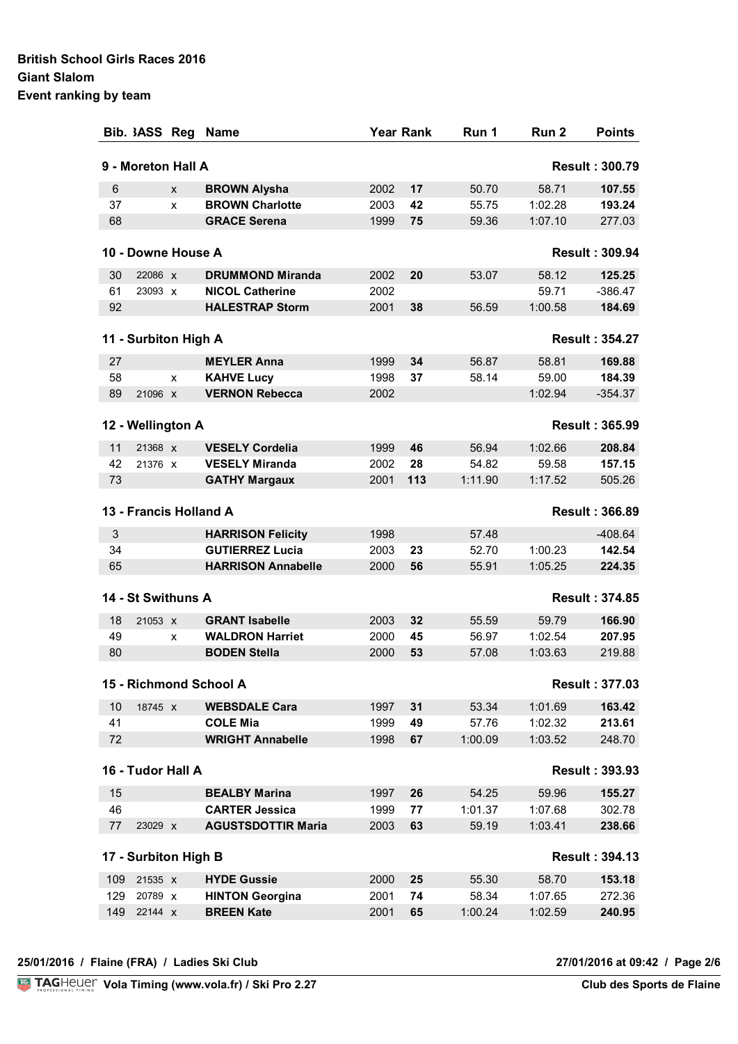**British School Girls Races 2016**
**Giant Slalom**
**Event ranking by team**

| Bib. | CLASS | Reg | Name | Year | Rank | Run 1 | Run 2 | Points |
|---|---|---|---|---|---|---|---|---|
| **9 - Moreton Hall A** | | | | | | | | **Result : 300.79** |
| 6 | | x | **BROWN Alysha** | 2002 | **17** | 50.70 | 58.71 | **107.55** |
| 37 | | x | **BROWN Charlotte** | 2003 | **42** | 55.75 | 1:02.28 | **193.24** |
| 68 | | | **GRACE Serena** | 1999 | **75** | 59.36 | 1:07.10 | 277.03 |
| **10 - Downe House A** | | | | | | | | **Result : 309.94** |
| 30 | 22086 | x | **DRUMMOND Miranda** | 2002 | **20** | 53.07 | 58.12 | **125.25** |
| 61 | 23093 | x | **NICOL Catherine** | 2002 | | | 59.71 | -386.47 |
| 92 | | | **HALESTRAP Storm** | 2001 | **38** | 56.59 | 1:00.58 | **184.69** |
| **11 - Surbiton High A** | | | | | | | | **Result : 354.27** |
| 27 | | | **MEYLER Anna** | 1999 | **34** | 56.87 | 58.81 | **169.88** |
| 58 | | x | **KAHVE Lucy** | 1998 | **37** | 58.14 | 59.00 | **184.39** |
| 89 | 21096 | x | **VERNON Rebecca** | 2002 | | | 1:02.94 | -354.37 |
| **12 - Wellington A** | | | | | | | | **Result : 365.99** |
| 11 | 21368 | x | **VESELY Cordelia** | 1999 | **46** | 56.94 | 1:02.66 | **208.84** |
| 42 | 21376 | x | **VESELY Miranda** | 2002 | **28** | 54.82 | 59.58 | **157.15** |
| 73 | | | **GATHY Margaux** | 2001 | **113** | 1:11.90 | 1:17.52 | 505.26 |
| **13 - Francis Holland A** | | | | | | | | **Result : 366.89** |
| 3 | | | **HARRISON Felicity** | 1998 | | 57.48 | | -408.64 |
| 34 | | | **GUTIERREZ Lucia** | 2003 | **23** | 52.70 | 1:00.23 | **142.54** |
| 65 | | | **HARRISON Annabelle** | 2000 | **56** | 55.91 | 1:05.25 | **224.35** |
| **14 - St Swithuns A** | | | | | | | | **Result : 374.85** |
| 18 | 21053 | x | **GRANT Isabelle** | 2003 | **32** | 55.59 | 59.79 | **166.90** |
| 49 | | x | **WALDRON Harriet** | 2000 | **45** | 56.97 | 1:02.54 | **207.95** |
| 80 | | | **BODEN Stella** | 2000 | **53** | 57.08 | 1:03.63 | 219.88 |
| **15 - Richmond School A** | | | | | | | | **Result : 377.03** |
| 10 | 18745 | x | **WEBSDALE Cara** | 1997 | **31** | 53.34 | 1:01.69 | **163.42** |
| 41 | | | **COLE Mia** | 1999 | **49** | 57.76 | 1:02.32 | **213.61** |
| 72 | | | **WRIGHT Annabelle** | 1998 | **67** | 1:00.09 | 1:03.52 | 248.70 |
| **16 - Tudor Hall A** | | | | | | | | **Result : 393.93** |
| 15 | | | **BEALBY Marina** | 1997 | **26** | 54.25 | 59.96 | **155.27** |
| 46 | | | **CARTER Jessica** | 1999 | **77** | 1:01.37 | 1:07.68 | 302.78 |
| 77 | 23029 | x | **AGUSTSDOTTIR Maria** | 2003 | **63** | 59.19 | 1:03.41 | **238.66** |
| **17 - Surbiton High B** | | | | | | | | **Result : 394.13** |
| 109 | 21535 | x | **HYDE Gussie** | 2000 | **25** | 55.30 | 58.70 | **153.18** |
| 129 | 20789 | x | **HINTON Georgina** | 2001 | **74** | 58.34 | 1:07.65 | 272.36 |
| 149 | 22144 | x | **BREEN Kate** | 2001 | **65** | 1:00.24 | 1:02.59 | **240.95** |

25/01/2016 / Flaine (FRA) / Ladies Ski Club — 27/01/2016 at 09:42

Vola Timing (www.vola.fr) / Ski Pro 2.27 — Club des Sports de Flaine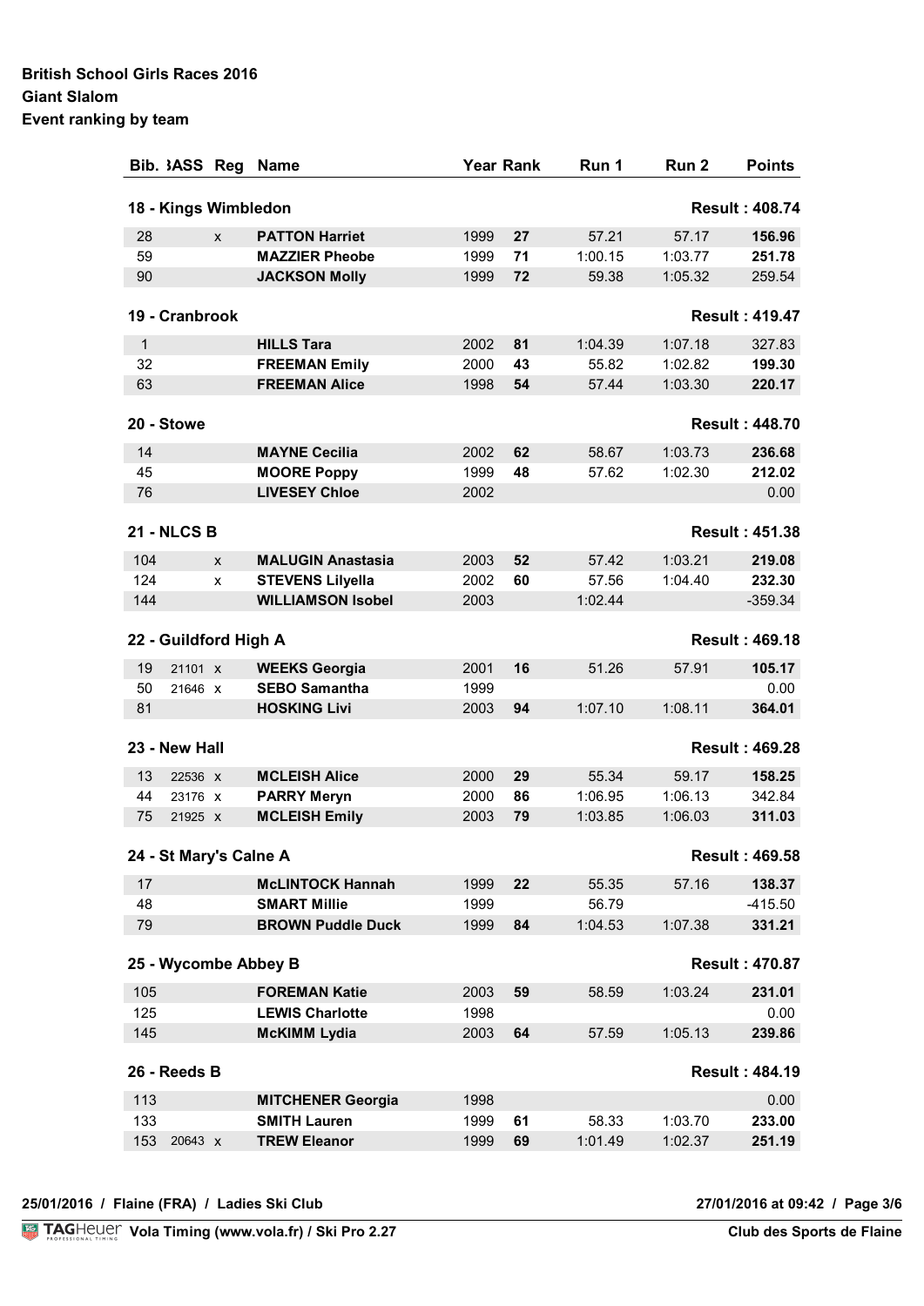**British School Girls Races 2016**
**Giant Slalom**
**Event ranking by team**

| Bib. | BASS | Reg | Name | Year | Rank | Run 1 | Run 2 | Points |
|---|---|---|---|---|---|---|---|---|
| **18 - Kings Wimbledon** | | | | | | | | **Result : 408.74** |
| 28 | | x | **PATTON Harriet** | 1999 | **27** | 57.21 | 57.17 | **156.96** |
| 59 | | | **MAZZIER Pheobe** | 1999 | **71** | 1:00.15 | 1:03.77 | **251.78** |
| 90 | | | **JACKSON Molly** | 1999 | **72** | 59.38 | 1:05.32 | 259.54 |
| **19 - Cranbrook** | | | | | | | | **Result : 419.47** |
| 1 | | | **HILLS Tara** | 2002 | **81** | 1:04.39 | 1:07.18 | 327.83 |
| 32 | | | **FREEMAN Emily** | 2000 | **43** | 55.82 | 1:02.82 | **199.30** |
| 63 | | | **FREEMAN Alice** | 1998 | **54** | 57.44 | 1:03.30 | **220.17** |
| **20 - Stowe** | | | | | | | | **Result : 448.70** |
| 14 | | | **MAYNE Cecilia** | 2002 | **62** | 58.67 | 1:03.73 | **236.68** |
| 45 | | | **MOORE Poppy** | 1999 | **48** | 57.62 | 1:02.30 | **212.02** |
| 76 | | | **LIVESEY Chloe** | 2002 | | | | 0.00 |
| **21 - NLCS B** | | | | | | | | **Result : 451.38** |
| 104 | | x | **MALUGIN Anastasia** | 2003 | **52** | 57.42 | 1:03.21 | **219.08** |
| 124 | | x | **STEVENS Lilyella** | 2002 | **60** | 57.56 | 1:04.40 | **232.30** |
| 144 | | | **WILLIAMSON Isobel** | 2003 | | 1:02.44 | | -359.34 |
| **22 - Guildford High A** | | | | | | | | **Result : 469.18** |
| 19 | 21101 | x | **WEEKS Georgia** | 2001 | **16** | 51.26 | 57.91 | **105.17** |
| 50 | 21646 | x | **SEBO Samantha** | 1999 | | | | 0.00 |
| 81 | | | **HOSKING Livi** | 2003 | **94** | 1:07.10 | 1:08.11 | **364.01** |
| **23 - New Hall** | | | | | | | | **Result : 469.28** |
| 13 | 22536 | x | **MCLEISH Alice** | 2000 | **29** | 55.34 | 59.17 | **158.25** |
| 44 | 23176 | x | **PARRY Meryn** | 2000 | **86** | 1:06.95 | 1:06.13 | 342.84 |
| 75 | 21925 | x | **MCLEISH Emily** | 2003 | **79** | 1:03.85 | 1:06.03 | **311.03** |
| **24 - St Mary's Calne A** | | | | | | | | **Result : 469.58** |
| 17 | | | **McLINTOCK Hannah** | 1999 | **22** | 55.35 | 57.16 | **138.37** |
| 48 | | | **SMART Millie** | 1999 | | 56.79 | | -415.50 |
| 79 | | | **BROWN Puddle Duck** | 1999 | **84** | 1:04.53 | 1:07.38 | **331.21** |
| **25 - Wycombe Abbey B** | | | | | | | | **Result : 470.87** |
| 105 | | | **FOREMAN Katie** | 2003 | **59** | 58.59 | 1:03.24 | **231.01** |
| 125 | | | **LEWIS Charlotte** | 1998 | | | | 0.00 |
| 145 | | | **McKIMM Lydia** | 2003 | **64** | 57.59 | 1:05.13 | **239.86** |
| **26 - Reeds B** | | | | | | | | **Result : 484.19** |
| 113 | | | **MITCHENER Georgia** | 1998 | | | | 0.00 |
| 133 | | | **SMITH Lauren** | 1999 | **61** | 58.33 | 1:03.70 | **233.00** |
| 153 | 20643 | x | **TREW Eleanor** | 1999 | **69** | 1:01.49 | 1:02.37 | **251.19** |

**25/01/2016 / Flaine (FRA) / Ladies Ski Club** — **27/01/2016 at 09:42**

TAGHeuer **Vola Timing (www.vola.fr) / Ski Pro 2.27** — **Club des Sports de Flaine**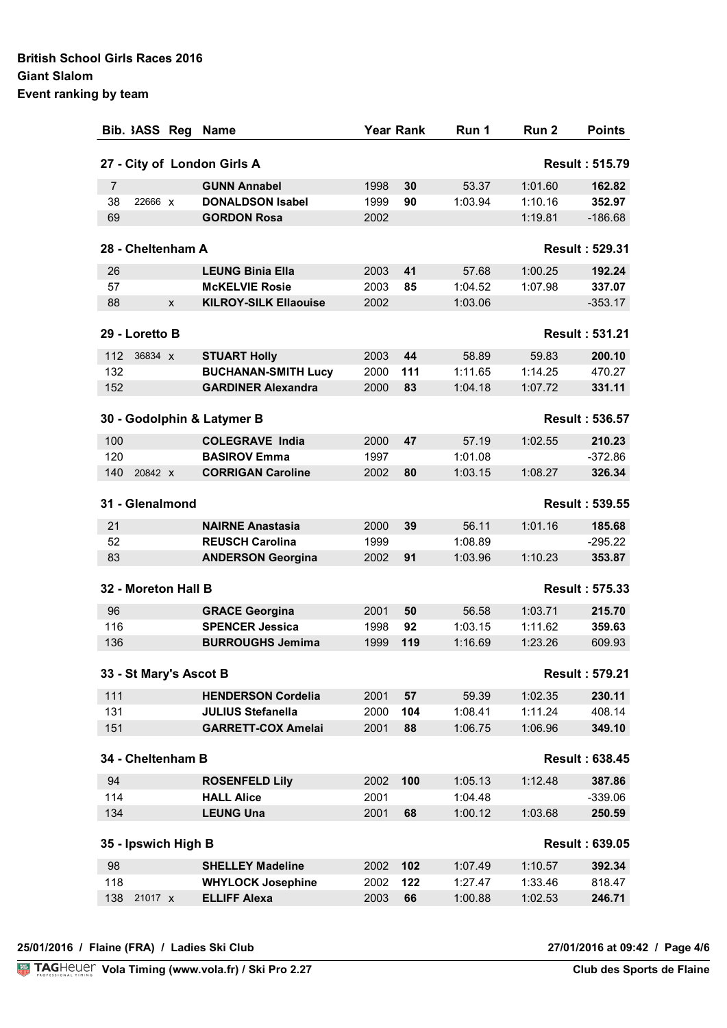**British School Girls Races 2016**
**Giant Slalom**
**Event ranking by team**

| Bib. | BASS | Reg | Name | Year | Rank | Run 1 | Run 2 | Points |
|---|---|---|---|---|---|---|---|---|
| **27 - City of London Girls A** | | | | | | | | **Result : 515.79** |
| 7 | | | **GUNN Annabel** | 1998 | **30** | 53.37 | 1:01.60 | **162.82** |
| 38 | 22666 | x | **DONALDSON Isabel** | 1999 | **90** | 1:03.94 | 1:10.16 | **352.97** |
| 69 | | | **GORDON Rosa** | 2002 | | | 1:19.81 | -186.68 |
| **28 - Cheltenham A** | | | | | | | | **Result : 529.31** |
| 26 | | | **LEUNG Binia Ella** | 2003 | **41** | 57.68 | 1:00.25 | **192.24** |
| 57 | | | **McKELVIE Rosie** | 2003 | **85** | 1:04.52 | 1:07.98 | **337.07** |
| 88 | | x | **KILROY-SILK Ellaouise** | 2002 | | 1:03.06 | | -353.17 |
| **29 - Loretto B** | | | | | | | | **Result : 531.21** |
| 112 | 36834 | x | **STUART Holly** | 2003 | **44** | 58.89 | 59.83 | **200.10** |
| 132 | | | **BUCHANAN-SMITH Lucy** | 2000 | **111** | 1:11.65 | 1:14.25 | 470.27 |
| 152 | | | **GARDINER Alexandra** | 2000 | **83** | 1:04.18 | 1:07.72 | **331.11** |
| **30 - Godolphin & Latymer B** | | | | | | | | **Result : 536.57** |
| 100 | | | **COLEGRAVE India** | 2000 | **47** | 57.19 | 1:02.55 | **210.23** |
| 120 | | | **BASIROV Emma** | 1997 | | 1:01.08 | | -372.86 |
| 140 | 20842 | x | **CORRIGAN Caroline** | 2002 | **80** | 1:03.15 | 1:08.27 | **326.34** |
| **31 - Glenalmond** | | | | | | | | **Result : 539.55** |
| 21 | | | **NAIRNE Anastasia** | 2000 | **39** | 56.11 | 1:01.16 | **185.68** |
| 52 | | | **REUSCH Carolina** | 1999 | | 1:08.89 | | -295.22 |
| 83 | | | **ANDERSON Georgina** | 2002 | **91** | 1:03.96 | 1:10.23 | **353.87** |
| **32 - Moreton Hall B** | | | | | | | | **Result : 575.33** |
| 96 | | | **GRACE Georgina** | 2001 | **50** | 56.58 | 1:03.71 | **215.70** |
| 116 | | | **SPENCER Jessica** | 1998 | **92** | 1:03.15 | 1:11.62 | **359.63** |
| 136 | | | **BURROUGHS Jemima** | 1999 | **119** | 1:16.69 | 1:23.26 | 609.93 |
| **33 - St Mary's Ascot B** | | | | | | | | **Result : 579.21** |
| 111 | | | **HENDERSON Cordelia** | 2001 | **57** | 59.39 | 1:02.35 | **230.11** |
| 131 | | | **JULIUS Stefanella** | 2000 | **104** | 1:08.41 | 1:11.24 | 408.14 |
| 151 | | | **GARRETT-COX Amelai** | 2001 | **88** | 1:06.75 | 1:06.96 | **349.10** |
| **34 - Cheltenham B** | | | | | | | | **Result : 638.45** |
| 94 | | | **ROSENFELD Lily** | 2002 | **100** | 1:05.13 | 1:12.48 | **387.86** |
| 114 | | | **HALL Alice** | 2001 | | 1:04.48 | | -339.06 |
| 134 | | | **LEUNG Una** | 2001 | **68** | 1:00.12 | 1:03.68 | **250.59** |
| **35 - Ipswich High B** | | | | | | | | **Result : 639.05** |
| 98 | | | **SHELLEY Madeline** | 2002 | **102** | 1:07.49 | 1:10.57 | **392.34** |
| 118 | | | **WHYLOCK Josephine** | 2002 | **122** | 1:27.47 | 1:33.46 | 818.47 |
| 138 | 21017 | x | **ELLIFF Alexa** | 2003 | **66** | 1:00.88 | 1:02.53 | **246.71** |

**25/01/2016 / Flaine (FRA) / Ladies Ski Club** — **27/01/2016 at 09:42**

Vola Timing (www.vola.fr) / Ski Pro 2.27 — **Club des Sports de Flaine**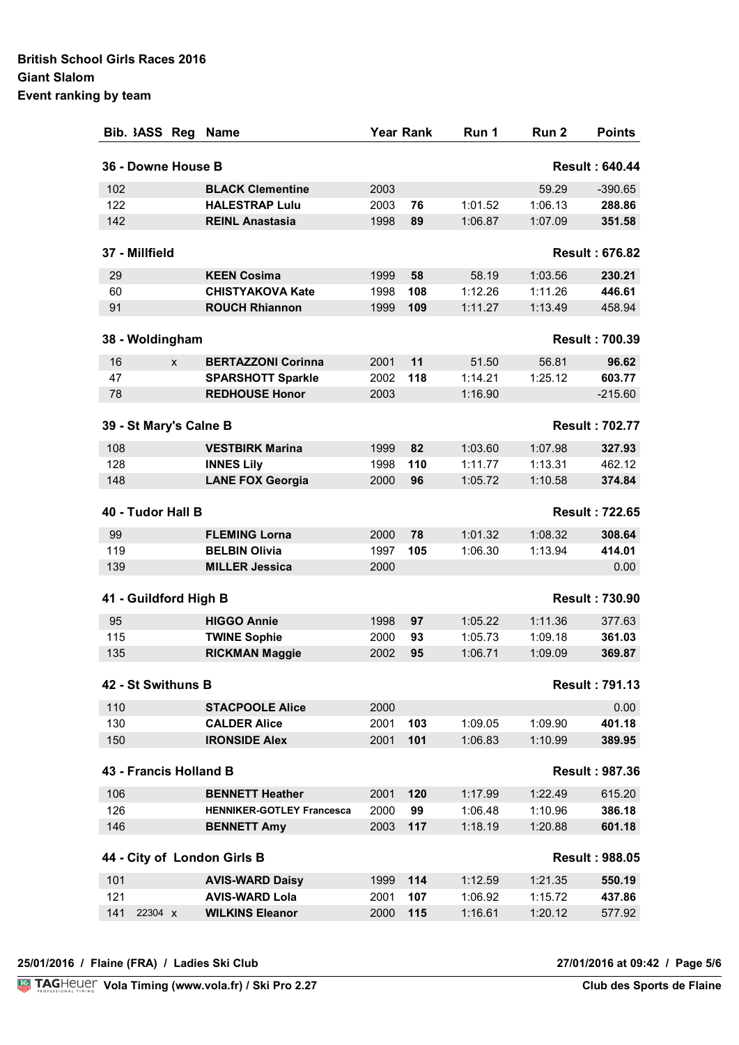**British School Girls Races 2016**
**Giant Slalom**
**Event ranking by team**

| Bib. | BASS | Reg | Name | Year | Rank | Run 1 | Run 2 | Points |
|---|---|---|---|---|---|---|---|---|
| **36 - Downe House B** | | | | | | | | **Result : 640.44** |
| 102 | | | **BLACK Clementine** | 2003 | | | 59.29 | -390.65 |
| 122 | | | **HALESTRAP Lulu** | 2003 | **76** | 1:01.52 | 1:06.13 | **288.86** |
| 142 | | | **REINL Anastasia** | 1998 | **89** | 1:06.87 | 1:07.09 | **351.58** |
| **37 - Millfield** | | | | | | | | **Result : 676.82** |
| 29 | | | **KEEN Cosima** | 1999 | **58** | 58.19 | 1:03.56 | **230.21** |
| 60 | | | **CHISTYAKOVA Kate** | 1998 | **108** | 1:12.26 | 1:11.26 | **446.61** |
| 91 | | | **ROUCH Rhiannon** | 1999 | **109** | 1:11.27 | 1:13.49 | 458.94 |
| **38 - Woldingham** | | | | | | | | **Result : 700.39** |
| 16 | | x | **BERTAZZONI Corinna** | 2001 | **11** | 51.50 | 56.81 | **96.62** |
| 47 | | | **SPARSHOTT Sparkle** | 2002 | **118** | 1:14.21 | 1:25.12 | **603.77** |
| 78 | | | **REDHOUSE Honor** | 2003 | | 1:16.90 | | -215.60 |
| **39 - St Mary's Calne B** | | | | | | | | **Result : 702.77** |
| 108 | | | **VESTBIRK Marina** | 1999 | **82** | 1:03.60 | 1:07.98 | **327.93** |
| 128 | | | **INNES Lily** | 1998 | **110** | 1:11.77 | 1:13.31 | 462.12 |
| 148 | | | **LANE FOX Georgia** | 2000 | **96** | 1:05.72 | 1:10.58 | **374.84** |
| **40 - Tudor Hall B** | | | | | | | | **Result : 722.65** |
| 99 | | | **FLEMING Lorna** | 2000 | **78** | 1:01.32 | 1:08.32 | **308.64** |
| 119 | | | **BELBIN Olivia** | 1997 | **105** | 1:06.30 | 1:13.94 | **414.01** |
| 139 | | | **MILLER Jessica** | 2000 | | | | 0.00 |
| **41 - Guildford High B** | | | | | | | | **Result : 730.90** |
| 95 | | | **HIGGO Annie** | 1998 | **97** | 1:05.22 | 1:11.36 | 377.63 |
| 115 | | | **TWINE Sophie** | 2000 | **93** | 1:05.73 | 1:09.18 | **361.03** |
| 135 | | | **RICKMAN Maggie** | 2002 | **95** | 1:06.71 | 1:09.09 | **369.87** |
| **42 - St Swithuns B** | | | | | | | | **Result : 791.13** |
| 110 | | | **STACPOOLE Alice** | 2000 | | | | 0.00 |
| 130 | | | **CALDER Alice** | 2001 | **103** | 1:09.05 | 1:09.90 | **401.18** |
| 150 | | | **IRONSIDE Alex** | 2001 | **101** | 1:06.83 | 1:10.99 | **389.95** |
| **43 - Francis Holland B** | | | | | | | | **Result : 987.36** |
| 106 | | | **BENNETT Heather** | 2001 | **120** | 1:17.99 | 1:22.49 | 615.20 |
| 126 | | | **HENNIKER-GOTLEY Francesca** | 2000 | **99** | 1:06.48 | 1:10.96 | **386.18** |
| 146 | | | **BENNETT Amy** | 2003 | **117** | 1:18.19 | 1:20.88 | **601.18** |
| **44 - City of London Girls B** | | | | | | | | **Result : 988.05** |
| 101 | | | **AVIS-WARD Daisy** | 1999 | **114** | 1:12.59 | 1:21.35 | **550.19** |
| 121 | | | **AVIS-WARD Lola** | 2001 | **107** | 1:06.92 | 1:15.72 | **437.86** |
| 141 | 22304 | x | **WILKINS Eleanor** | 2000 | **115** | 1:16.61 | 1:20.12 | 577.92 |

25/01/2016 / Flaine (FRA) / Ladies Ski Club — 27/01/2016 at 09:42

Vola Timing (www.vola.fr) / Ski Pro 2.27 — Club des Sports de Flaine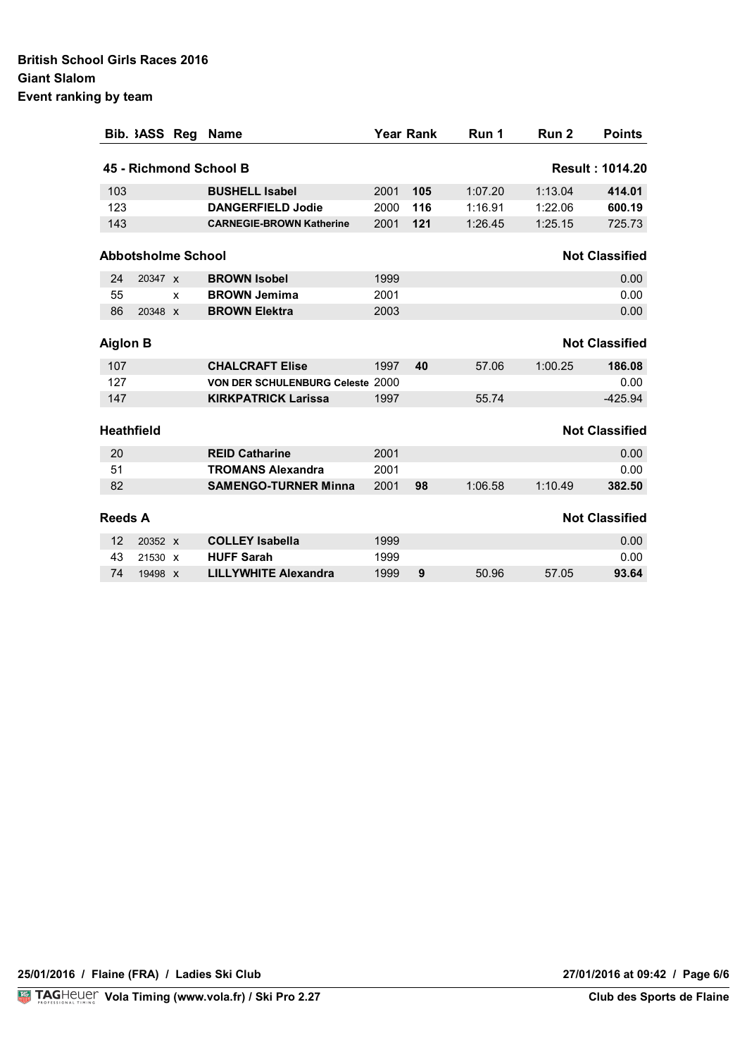**British School Girls Races 2016**
**Giant Slalom**
**Event ranking by team**

| Bib. | BASS | Reg | Name | Year | Rank | Run 1 | Run 2 | Points |
|---|---|---|---|---|---|---|---|---|
| **45 - Richmond School B** | | | | | | | | **Result : 1014.20** |
| 103 | | | **BUSHELL Isabel** | 2001 | **105** | 1:07.20 | 1:13.04 | **414.01** |
| 123 | | | **DANGERFIELD Jodie** | 2000 | **116** | 1:16.91 | 1:22.06 | **600.19** |
| 143 | | | **CARNEGIE-BROWN Katherine** | 2001 | **121** | 1:26.45 | 1:25.15 | 725.73 |
| **Abbotsholme School** | | | | | | | | **Not Classified** |
| 24 | 20347 | x | **BROWN Isobel** | 1999 | | | | 0.00 |
| 55 | | x | **BROWN Jemima** | 2001 | | | | 0.00 |
| 86 | 20348 | x | **BROWN Elektra** | 2003 | | | | 0.00 |
| **Aiglon B** | | | | | | | | **Not Classified** |
| 107 | | | **CHALCRAFT Elise** | 1997 | **40** | 57.06 | 1:00.25 | **186.08** |
| 127 | | | **VON DER SCHULENBURG Celeste** | 2000 | | | | 0.00 |
| 147 | | | **KIRKPATRICK Larissa** | 1997 | | 55.74 | | -425.94 |
| **Heathfield** | | | | | | | | **Not Classified** |
| 20 | | | **REID Catharine** | 2001 | | | | 0.00 |
| 51 | | | **TROMANS Alexandra** | 2001 | | | | 0.00 |
| 82 | | | **SAMENGO-TURNER Minna** | 2001 | **98** | 1:06.58 | 1:10.49 | **382.50** |
| **Reeds A** | | | | | | | | **Not Classified** |
| 12 | 20352 | x | **COLLEY Isabella** | 1999 | | | | 0.00 |
| 43 | 21530 | x | **HUFF Sarah** | 1999 | | | | 0.00 |
| 74 | 19498 | x | **LILLYWHITE Alexandra** | 1999 | **9** | 50.96 | 57.05 | **93.64** |

25/01/2016 / Flaine (FRA) / Ladies Ski Club

27/01/2016 at 09:42

TAGHeuer Vola Timing (www.vola.fr) / Ski Pro 2.27

Club des Sports de Flaine